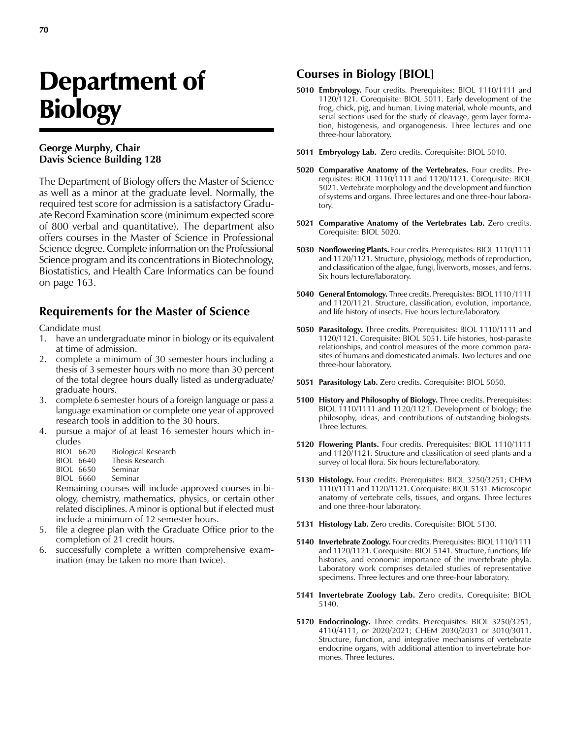# Department of Biology

**George Murphy, Chair**
**Davis Science Building 128**

The Department of Biology offers the Master of Science as well as a minor at the graduate level. Normally, the required test score for admission is a satisfactory Graduate Record Examination score (minimum expected score of 800 verbal and quantitative). The department also offers courses in the Master of Science in Professional Science degree. Complete information on the Professional Science program and its concentrations in Biotechnology, Biostatistics, and Health Care Informatics can be found on page 163.

## Requirements for the Master of Science

Candidate must

1. have an undergraduate minor in biology or its equivalent at time of admission.
2. complete a minimum of 30 semester hours including a thesis of 3 semester hours with no more than 30 percent of the total degree hours dually listed as undergraduate/graduate hours.
3. complete 6 semester hours of a foreign language or pass a language examination or complete one year of approved research tools in addition to the 30 hours.
4. pursue a major of at least 16 semester hours which includes

   BIOL 6620 Biological Research
   BIOL 6640 Thesis Research
   BIOL 6650 Seminar
   BIOL 6660 Seminar

   Remaining courses will include approved courses in biology, chemistry, mathematics, physics, or certain other related disciplines. A minor is optional but if elected must include a minimum of 12 semester hours.
5. file a degree plan with the Graduate Office prior to the completion of 21 credit hours.
6. successfully complete a written comprehensive examination (may be taken no more than twice).

## Courses in Biology [BIOL]

**5010 Embryology.** Four credits. Prerequisites: BIOL 1110/1111 and 1120/1121. Corequisite: BIOL 5011. Early development of the frog, chick, pig, and human. Living material, whole mounts, and serial sections used for the study of cleavage, germ layer formation, histogenesis, and organogenesis. Three lectures and one three-hour laboratory.

**5011 Embryology Lab.** Zero credits. Corequisite: BIOL 5010.

**5020 Comparative Anatomy of the Vertebrates.** Four credits. Prerequisites: BIOL 1110/1111 and 1120/1121. Corequisite: BIOL 5021. Vertebrate morphology and the development and function of systems and organs. Three lectures and one three-hour laboratory.

**5021 Comparative Anatomy of the Vertebrates Lab.** Zero credits. Corequisite: BIOL 5020.

**5030 Nonflowering Plants.** Four credits. Prerequisites: BIOL 1110/1111 and 1120/1121. Structure, physiology, methods of reproduction, and classification of the algae, fungi, liverworts, mosses, and ferns. Six hours lecture/laboratory.

**5040 General Entomology.** Three credits. Prerequisites: BIOL 1110 /1111 and 1120/1121. Structure, classification, evolution, importance, and life history of insects. Five hours lecture/laboratory.

**5050 Parasitology.** Three credits. Prerequisites: BIOL 1110/1111 and 1120/1121. Corequisite: BIOL 5051. Life histories, host-parasite relationships, and control measures of the more common parasites of humans and domesticated animals. Two lectures and one three-hour laboratory.

**5051 Parasitology Lab.** Zero credits. Corequisite: BIOL 5050.

**5100 History and Philosophy of Biology.** Three credits. Prerequisites: BIOL 1110/1111 and 1120/1121. Development of biology; the philosophy, ideas, and contributions of outstanding biologists. Three lectures.

**5120 Flowering Plants.** Four credits. Prerequisites: BIOL 1110/1111 and 1120/1121. Structure and classification of seed plants and a survey of local flora. Six hours lecture/laboratory.

**5130 Histology.** Four credits. Prerequisites: BIOL 3250/3251; CHEM 1110/1111 and 1120/1121. Corequisite: BIOL 5131. Microscopic anatomy of vertebrate cells, tissues, and organs. Three lectures and one three-hour laboratory.

**5131 Histology Lab.** Zero credits. Corequisite: BIOL 5130.

**5140 Invertebrate Zoology.** Four credits. Prerequisites: BIOL 1110/1111 and 1120/1121. Corequisite: BIOL 5141. Structure, functions, life histories, and economic importance of the invertebrate phyla. Laboratory work comprises detailed studies of representative specimens. Three lectures and one three-hour laboratory.

**5141 Invertebrate Zoology Lab.** Zero credits. Corequisite: BIOL 5140.

**5170 Endocrinology.** Three credits. Prerequisites: BIOL 3250/3251, 4110/4111, or 2020/2021; CHEM 2030/2031 or 3010/3011. Structure, function, and integrative mechanisms of vertebrate endocrine organs, with additional attention to invertebrate hormones. Three lectures.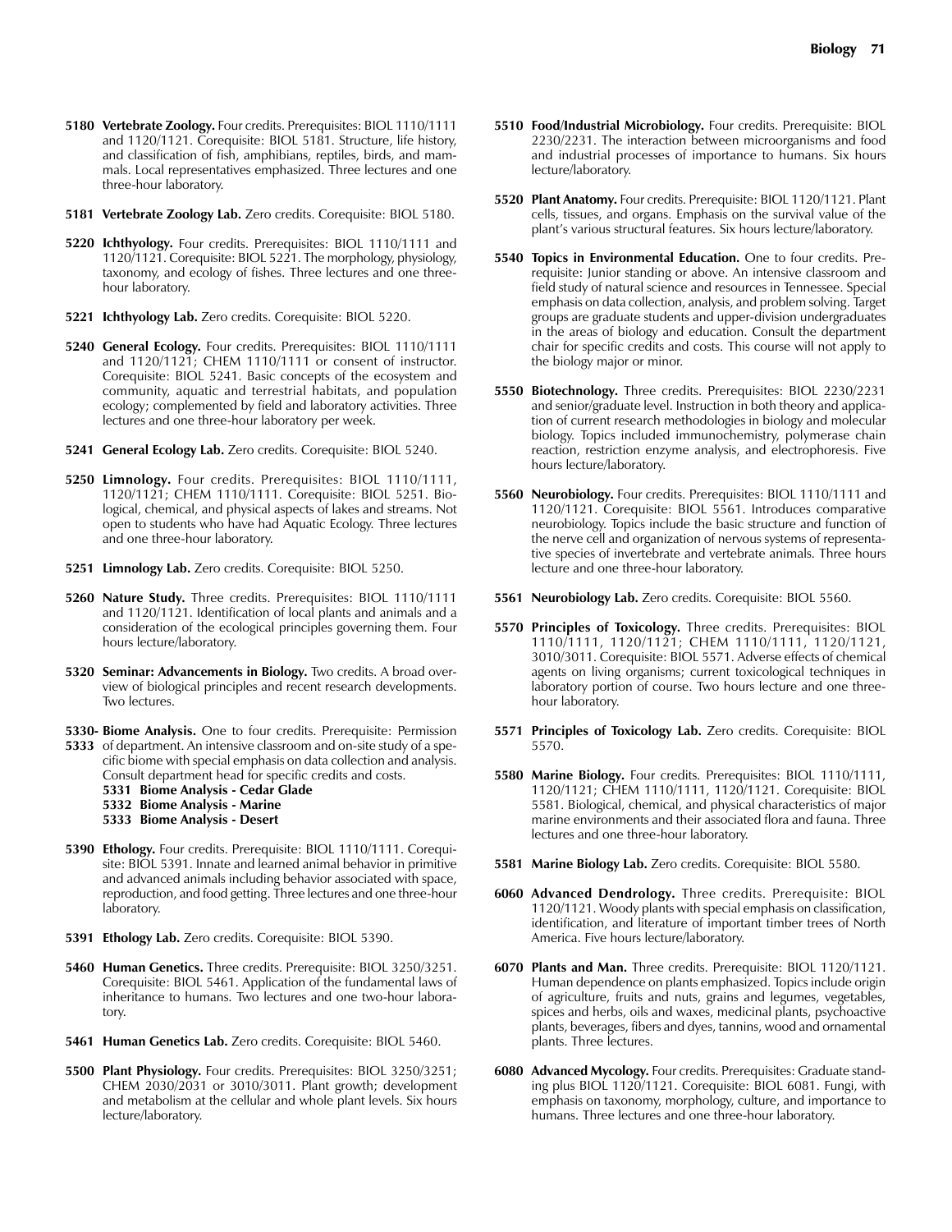**5180 Vertebrate Zoology.** Four credits. Prerequisites: BIOL 1110/1111 and 1120/1121. Corequisite: BIOL 5181. Structure, life history, and classification of fish, amphibians, reptiles, birds, and mammals. Local representatives emphasized. Three lectures and one three-hour laboratory.

**5181 Vertebrate Zoology Lab.** Zero credits. Corequisite: BIOL 5180.

**5220 Ichthyology.** Four credits. Prerequisites: BIOL 1110/1111 and 1120/1121. Corequisite: BIOL 5221. The morphology, physiology, taxonomy, and ecology of fishes. Three lectures and one three-hour laboratory.

**5221 Ichthyology Lab.** Zero credits. Corequisite: BIOL 5220.

**5240 General Ecology.** Four credits. Prerequisites: BIOL 1110/1111 and 1120/1121; CHEM 1110/1111 or consent of instructor. Corequisite: BIOL 5241. Basic concepts of the ecosystem and community, aquatic and terrestrial habitats, and population ecology; complemented by field and laboratory activities. Three lectures and one three-hour laboratory per week.

**5241 General Ecology Lab.** Zero credits. Corequisite: BIOL 5240.

**5250 Limnology.** Four credits. Prerequisites: BIOL 1110/1111, 1120/1121; CHEM 1110/1111. Corequisite: BIOL 5251. Biological, chemical, and physical aspects of lakes and streams. Not open to students who have had Aquatic Ecology. Three lectures and one three-hour laboratory.

**5251 Limnology Lab.** Zero credits. Corequisite: BIOL 5250.

**5260 Nature Study.** Three credits. Prerequisites: BIOL 1110/1111 and 1120/1121. Identification of local plants and animals and a consideration of the ecological principles governing them. Four hours lecture/laboratory.

**5320 Seminar: Advancements in Biology.** Two credits. A broad overview of biological principles and recent research developments. Two lectures.

**5330-5333 Biome Analysis.** One to four credits. Prerequisite: Permission of department. An intensive classroom and on-site study of a specific biome with special emphasis on data collection and analysis. Consult department head for specific credits and costs.

- **5331 Biome Analysis - Cedar Glade**
- **5332 Biome Analysis - Marine**
- **5333 Biome Analysis - Desert**

**5390 Ethology.** Four credits. Prerequisite: BIOL 1110/1111. Corequisite: BIOL 5391. Innate and learned animal behavior in primitive and advanced animals including behavior associated with space, reproduction, and food getting. Three lectures and one three-hour laboratory.

**5391 Ethology Lab.** Zero credits. Corequisite: BIOL 5390.

**5460 Human Genetics.** Three credits. Prerequisite: BIOL 3250/3251. Corequisite: BIOL 5461. Application of the fundamental laws of inheritance to humans. Two lectures and one two-hour laboratory.

**5461 Human Genetics Lab.** Zero credits. Corequisite: BIOL 5460.

**5500 Plant Physiology.** Four credits. Prerequisites: BIOL 3250/3251; CHEM 2030/2031 or 3010/3011. Plant growth; development and metabolism at the cellular and whole plant levels. Six hours lecture/laboratory.

**5510 Food/Industrial Microbiology.** Four credits. Prerequisite: BIOL 2230/2231. The interaction between microorganisms and food and industrial processes of importance to humans. Six hours lecture/laboratory.

**5520 Plant Anatomy.** Four credits. Prerequisite: BIOL 1120/1121. Plant cells, tissues, and organs. Emphasis on the survival value of the plant's various structural features. Six hours lecture/laboratory.

**5540 Topics in Environmental Education.** One to four credits. Prerequisite: Junior standing or above. An intensive classroom and field study of natural science and resources in Tennessee. Special emphasis on data collection, analysis, and problem solving. Target groups are graduate students and upper-division undergraduates in the areas of biology and education. Consult the department chair for specific credits and costs. This course will not apply to the biology major or minor.

**5550 Biotechnology.** Three credits. Prerequisites: BIOL 2230/2231 and senior/graduate level. Instruction in both theory and application of current research methodologies in biology and molecular biology. Topics included immunochemistry, polymerase chain reaction, restriction enzyme analysis, and electrophoresis. Five hours lecture/laboratory.

**5560 Neurobiology.** Four credits. Prerequisites: BIOL 1110/1111 and 1120/1121. Corequisite: BIOL 5561. Introduces comparative neurobiology. Topics include the basic structure and function of the nerve cell and organization of nervous systems of representative species of invertebrate and vertebrate animals. Three hours lecture and one three-hour laboratory.

**5561 Neurobiology Lab.** Zero credits. Corequisite: BIOL 5560.

**5570 Principles of Toxicology.** Three credits. Prerequisites: BIOL 1110/1111, 1120/1121; CHEM 1110/1111, 1120/1121, 3010/3011. Corequisite: BIOL 5571. Adverse effects of chemical agents on living organisms; current toxicological techniques in laboratory portion of course. Two hours lecture and one three-hour laboratory.

**5571 Principles of Toxicology Lab.** Zero credits. Corequisite: BIOL 5570.

**5580 Marine Biology.** Four credits. Prerequisites: BIOL 1110/1111, 1120/1121; CHEM 1110/1111, 1120/1121. Corequisite: BIOL 5581. Biological, chemical, and physical characteristics of major marine environments and their associated flora and fauna. Three lectures and one three-hour laboratory.

**5581 Marine Biology Lab.** Zero credits. Corequisite: BIOL 5580.

**6060 Advanced Dendrology.** Three credits. Prerequisite: BIOL 1120/1121. Woody plants with special emphasis on classification, identification, and literature of important timber trees of North America. Five hours lecture/laboratory.

**6070 Plants and Man.** Three credits. Prerequisite: BIOL 1120/1121. Human dependence on plants emphasized. Topics include origin of agriculture, fruits and nuts, grains and legumes, vegetables, spices and herbs, oils and waxes, medicinal plants, psychoactive plants, beverages, fibers and dyes, tannins, wood and ornamental plants. Three lectures.

**6080 Advanced Mycology.** Four credits. Prerequisites: Graduate standing plus BIOL 1120/1121. Corequisite: BIOL 6081. Fungi, with emphasis on taxonomy, morphology, culture, and importance to humans. Three lectures and one three-hour laboratory.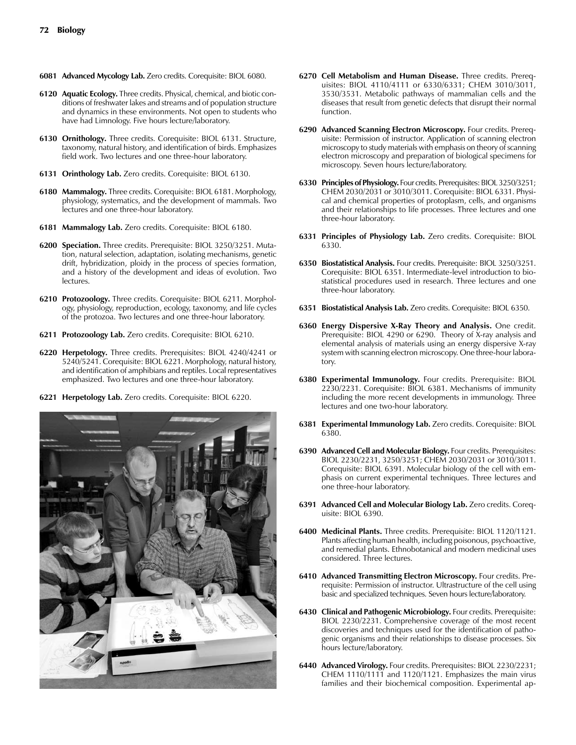**6081 Advanced Mycology Lab.** Zero credits. Corequisite: BIOL 6080.

**6120 Aquatic Ecology.** Three credits. Physical, chemical, and biotic conditions of freshwater lakes and streams and of population structure and dynamics in these environments. Not open to students who have had Limnology. Five hours lecture/laboratory.

**6130 Ornithology.** Three credits. Corequisite: BIOL 6131. Structure, taxonomy, natural history, and identification of birds. Emphasizes field work. Two lectures and one three-hour laboratory.

**6131 Orinthology Lab.** Zero credits. Corequisite: BIOL 6130.

**6180 Mammalogy.** Three credits. Corequisite: BIOL 6181. Morphology, physiology, systematics, and the development of mammals. Two lectures and one three-hour laboratory.

**6181 Mammalogy Lab.** Zero credits. Corequisite: BIOL 6180.

**6200 Speciation.** Three credits. Prerequisite: BIOL 3250/3251. Mutation, natural selection, adaptation, isolating mechanisms, genetic drift, hybridization, ploidy in the process of species formation, and a history of the development and ideas of evolution. Two lectures.

**6210 Protozoology.** Three credits. Corequisite: BIOL 6211. Morphology, physiology, reproduction, ecology, taxonomy, and life cycles of the protozoa. Two lectures and one three-hour laboratory.

**6211 Protozoology Lab.** Zero credits. Corequisite: BIOL 6210.

**6220 Herpetology.** Three credits. Prerequisites: BIOL 4240/4241 or 5240/5241. Corequisite: BIOL 6221. Morphology, natural history, and identification of amphibians and reptiles. Local representatives emphasized. Two lectures and one three-hour laboratory.

**6221 Herpetology Lab.** Zero credits. Corequisite: BIOL 6220.

**6270 Cell Metabolism and Human Disease.** Three credits. Prerequisites: BIOL 4110/4111 or 6330/6331; CHEM 3010/3011, 3530/3531. Metabolic pathways of mammalian cells and the diseases that result from genetic defects that disrupt their normal function.

**6290 Advanced Scanning Electron Microscopy.** Four credits. Prerequisite: Permission of instructor. Application of scanning electron microscopy to study materials with emphasis on theory of scanning electron microscopy and preparation of biological specimens for microscopy. Seven hours lecture/laboratory.

**6330 Principles of Physiology.** Four credits. Prerequisites: BIOL 3250/3251; CHEM 2030/2031 or 3010/3011. Corequisite: BIOL 6331. Physical and chemical properties of protoplasm, cells, and organisms and their relationships to life processes. Three lectures and one three-hour laboratory.

**6331 Principles of Physiology Lab.** Zero credits. Corequisite: BIOL 6330.

**6350 Biostatistical Analysis.** Four credits. Prerequisite: BIOL 3250/3251. Corequisite: BIOL 6351. Intermediate-level introduction to biostatistical procedures used in research. Three lectures and one three-hour laboratory.

**6351 Biostatistical Analysis Lab.** Zero credits. Corequisite: BIOL 6350.

**6360 Energy Dispersive X-Ray Theory and Analysis.** One credit. Prerequisite: BIOL 4290 or 6290. Theory of X-ray analysis and elemental analysis of materials using an energy dispersive X-ray system with scanning electron microscopy. One three-hour laboratory.

**6380 Experimental Immunology.** Four credits. Prerequisite: BIOL 2230/2231. Corequisite: BIOL 6381. Mechanisms of immunity including the more recent developments in immunology. Three lectures and one two-hour laboratory.

**6381 Experimental Immunology Lab.** Zero credits. Corequisite: BIOL 6380.

**6390 Advanced Cell and Molecular Biology.** Four credits. Prerequisites: BIOL 2230/2231, 3250/3251; CHEM 2030/2031 or 3010/3011. Corequisite: BIOL 6391. Molecular biology of the cell with emphasis on current experimental techniques. Three lectures and one three-hour laboratory.

**6391 Advanced Cell and Molecular Biology Lab.** Zero credits. Corequisite: BIOL 6390.

**6400 Medicinal Plants.** Three credits. Prerequisite: BIOL 1120/1121. Plants affecting human health, including poisonous, psychoactive, and remedial plants. Ethnobotanical and modern medicinal uses considered. Three lectures.

**6410 Advanced Transmitting Electron Microscopy.** Four credits. Prerequisite: Permission of instructor. Ultrastructure of the cell using basic and specialized techniques. Seven hours lecture/laboratory.

**6430 Clinical and Pathogenic Microbiology.** Four credits. Prerequisite: BIOL 2230/2231. Comprehensive coverage of the most recent discoveries and techniques used for the identification of pathogenic organisms and their relationships to disease processes. Six hours lecture/laboratory.

**6440 Advanced Virology.** Four credits. Prerequisites: BIOL 2230/2231; CHEM 1110/1111 and 1120/1121. Emphasizes the main virus families and their biochemical composition. Experimental ap-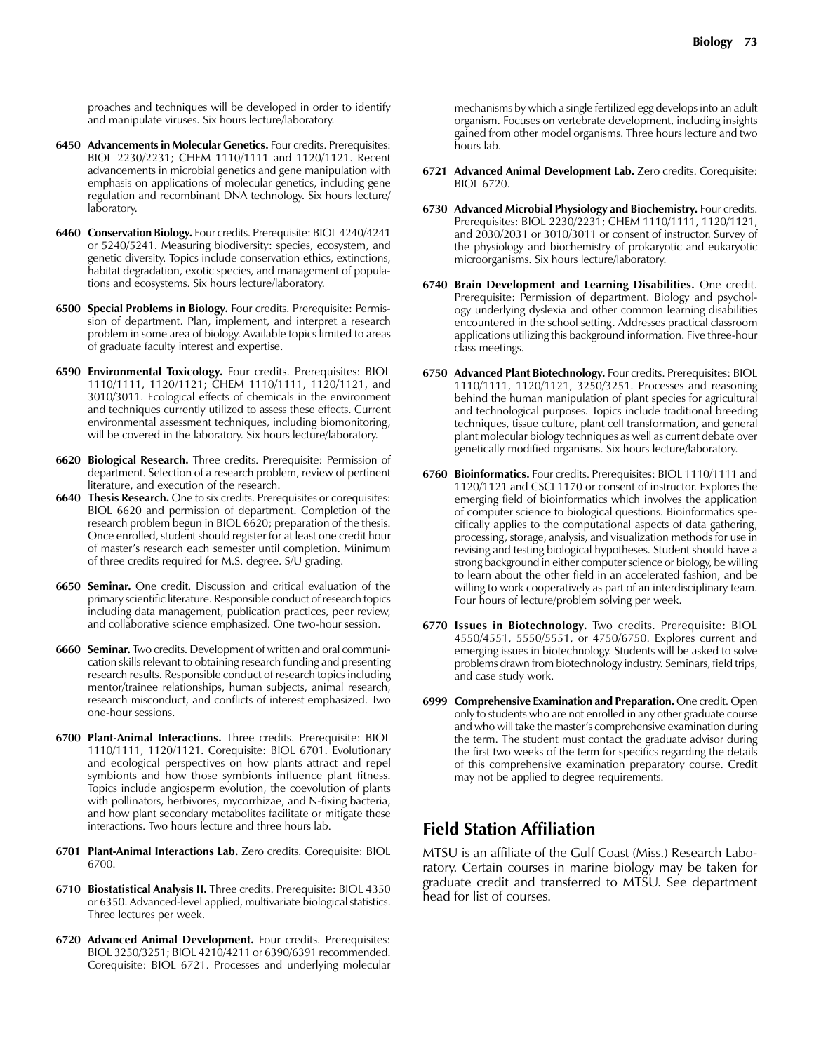proaches and techniques will be developed in order to identify and manipulate viruses. Six hours lecture/laboratory.

**6450 Advancements in Molecular Genetics.** Four credits. Prerequisites: BIOL 2230/2231; CHEM 1110/1111 and 1120/1121. Recent advancements in microbial genetics and gene manipulation with emphasis on applications of molecular genetics, including gene regulation and recombinant DNA technology. Six hours lecture/laboratory.

**6460 Conservation Biology.** Four credits. Prerequisite: BIOL 4240/4241 or 5240/5241. Measuring biodiversity: species, ecosystem, and genetic diversity. Topics include conservation ethics, extinctions, habitat degradation, exotic species, and management of populations and ecosystems. Six hours lecture/laboratory.

**6500 Special Problems in Biology.** Four credits. Prerequisite: Permission of department. Plan, implement, and interpret a research problem in some area of biology. Available topics limited to areas of graduate faculty interest and expertise.

**6590 Environmental Toxicology.** Four credits. Prerequisites: BIOL 1110/1111, 1120/1121; CHEM 1110/1111, 1120/1121, and 3010/3011. Ecological effects of chemicals in the environment and techniques currently utilized to assess these effects. Current environmental assessment techniques, including biomonitoring, will be covered in the laboratory. Six hours lecture/laboratory.

**6620 Biological Research.** Three credits. Prerequisite: Permission of department. Selection of a research problem, review of pertinent literature, and execution of the research.

**6640 Thesis Research.** One to six credits. Prerequisites or corequisites: BIOL 6620 and permission of department. Completion of the research problem begun in BIOL 6620; preparation of the thesis. Once enrolled, student should register for at least one credit hour of master's research each semester until completion. Minimum of three credits required for M.S. degree. S/U grading.

**6650 Seminar.** One credit. Discussion and critical evaluation of the primary scientific literature. Responsible conduct of research topics including data management, publication practices, peer review, and collaborative science emphasized. One two-hour session.

**6660 Seminar.** Two credits. Development of written and oral communication skills relevant to obtaining research funding and presenting research results. Responsible conduct of research topics including mentor/trainee relationships, human subjects, animal research, research misconduct, and conflicts of interest emphasized. Two one-hour sessions.

**6700 Plant-Animal Interactions.** Three credits. Prerequisite: BIOL 1110/1111, 1120/1121. Corequisite: BIOL 6701. Evolutionary and ecological perspectives on how plants attract and repel symbionts and how those symbionts influence plant fitness. Topics include angiosperm evolution, the coevolution of plants with pollinators, herbivores, mycorrhizae, and N-fixing bacteria, and how plant secondary metabolites facilitate or mitigate these interactions. Two hours lecture and three hours lab.

**6701 Plant-Animal Interactions Lab.** Zero credits. Corequisite: BIOL 6700.

**6710 Biostatistical Analysis II.** Three credits. Prerequisite: BIOL 4350 or 6350. Advanced-level applied, multivariate biological statistics. Three lectures per week.

**6720 Advanced Animal Development.** Four credits. Prerequisites: BIOL 3250/3251; BIOL 4210/4211 or 6390/6391 recommended. Corequisite: BIOL 6721. Processes and underlying molecular mechanisms by which a single fertilized egg develops into an adult organism. Focuses on vertebrate development, including insights gained from other model organisms. Three hours lecture and two hours lab.

**6721 Advanced Animal Development Lab.** Zero credits. Corequisite: BIOL 6720.

**6730 Advanced Microbial Physiology and Biochemistry.** Four credits. Prerequisites: BIOL 2230/2231; CHEM 1110/1111, 1120/1121, and 2030/2031 or 3010/3011 or consent of instructor. Survey of the physiology and biochemistry of prokaryotic and eukaryotic microorganisms. Six hours lecture/laboratory.

**6740 Brain Development and Learning Disabilities.** One credit. Prerequisite: Permission of department. Biology and psychology underlying dyslexia and other common learning disabilities encountered in the school setting. Addresses practical classroom applications utilizing this background information. Five three-hour class meetings.

**6750 Advanced Plant Biotechnology.** Four credits. Prerequisites: BIOL 1110/1111, 1120/1121, 3250/3251. Processes and reasoning behind the human manipulation of plant species for agricultural and technological purposes. Topics include traditional breeding techniques, tissue culture, plant cell transformation, and general plant molecular biology techniques as well as current debate over genetically modified organisms. Six hours lecture/laboratory.

**6760 Bioinformatics.** Four credits. Prerequisites: BIOL 1110/1111 and 1120/1121 and CSCI 1170 or consent of instructor. Explores the emerging field of bioinformatics which involves the application of computer science to biological questions. Bioinformatics specifically applies to the computational aspects of data gathering, processing, storage, analysis, and visualization methods for use in revising and testing biological hypotheses. Student should have a strong background in either computer science or biology, be willing to learn about the other field in an accelerated fashion, and be willing to work cooperatively as part of an interdisciplinary team. Four hours of lecture/problem solving per week.

**6770 Issues in Biotechnology.** Two credits. Prerequisite: BIOL 4550/4551, 5550/5551, or 4750/6750. Explores current and emerging issues in biotechnology. Students will be asked to solve problems drawn from biotechnology industry. Seminars, field trips, and case study work.

**6999 Comprehensive Examination and Preparation.** One credit. Open only to students who are not enrolled in any other graduate course and who will take the master's comprehensive examination during the term. The student must contact the graduate advisor during the first two weeks of the term for specifics regarding the details of this comprehensive examination preparatory course. Credit may not be applied to degree requirements.

## Field Station Affiliation

MTSU is an affiliate of the Gulf Coast (Miss.) Research Laboratory. Certain courses in marine biology may be taken for graduate credit and transferred to MTSU. See department head for list of courses.